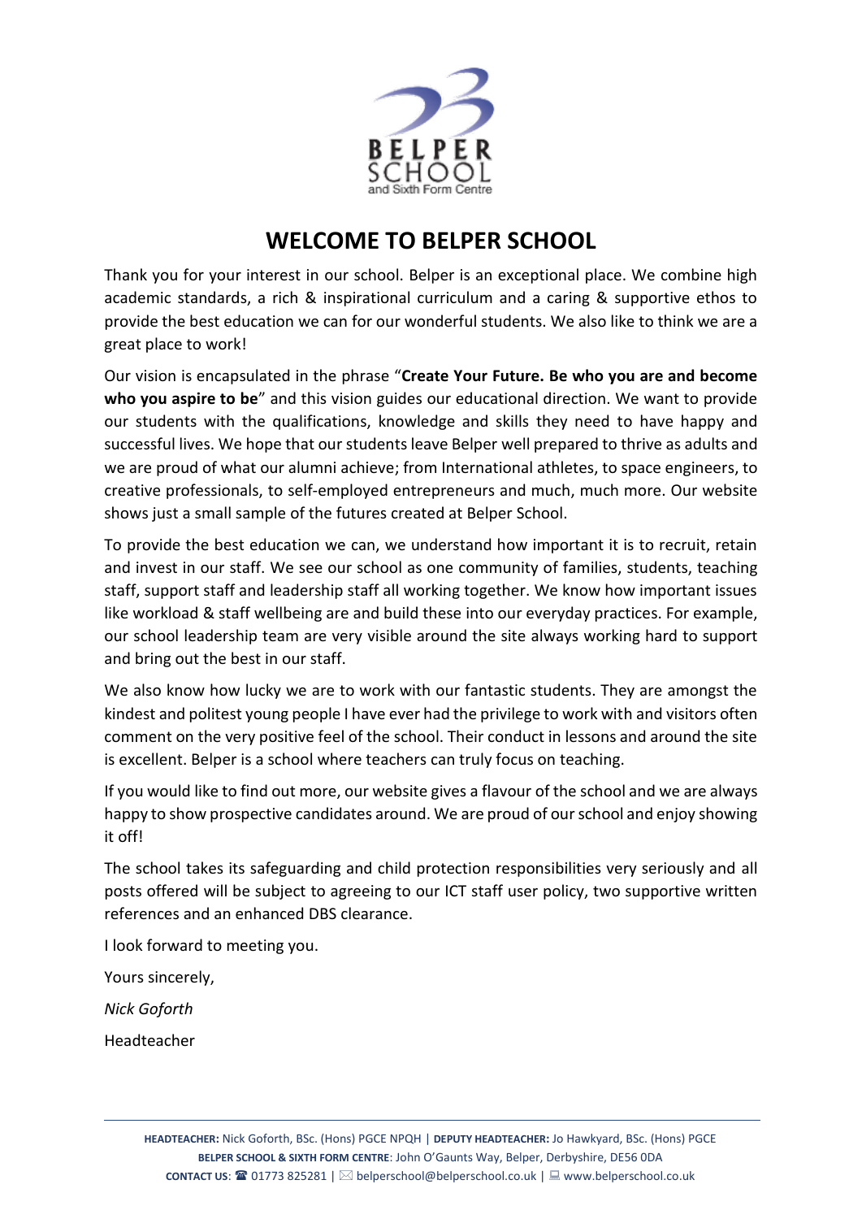# WELCOME TO BELPER SCHOOL

Thank you for your interest in our school. Belper is an exceptional place. We combine high academic standards, a rich & inspirational curriculum and a caring & supportive ethos to provide the best education we can for our wonderful students. We also like to think we are a great place to work!

Our vision is encapsulated in the phrase "**Create Your Future. Be who you are and become who you aspire to be**" and this vision guides our educational direction. We want to provide our students with the qualifications, knowledge and skills they need to have happy and successful lives. We hope that our students leave Belper well prepared to thrive as adults and we are proud of what our alumni achieve; from International athletes, to space engineers, to creative professionals, to self-employed entrepreneurs and much, much more. Our website shows just a small sample of the futures created at Belper School.

To provide the best education we can, we understand how important it is to recruit, retain and invest in our staff. We see our school as one community of families, students, teaching staff, support staff and leadership staff all working together. We know how important issues like workload & staff wellbeing are and build these into our everyday practices. For example, our school leadership team are very visible around the site always working hard to support and bring out the best in our staff.

We also know how lucky we are to work with our fantastic students. They are amongst the kindest and politest young people I have ever had the privilege to work with and visitors often comment on the very positive feel of the school. Their conduct in lessons and around the site is excellent. Belper is a school where teachers can truly focus on teaching.

If you would like to find out more, our website gives a flavour of the school and we are always happy to show prospective candidates around. We are proud of our school and enjoy showing it off!

The school takes its safeguarding and child protection responsibilities very seriously and all posts offered will be subject to agreeing to our ICT staff user policy, two supportive written references and an enhanced DBS clearance.

I look forward to meeting you.

Yours sincerely,

*Nick Goforth*

Headteacher

**HEADTEACHER:** Nick Goforth, BSc. (Hons) PGCE NPQH | **DEPUTY HEADTEACHER:** Jo Hawkyard, BSc. (Hons) PGCE
**BELPER SCHOOL & SIXTH FORM CENTRE**: John O'Gaunts Way, Belper, Derbyshire, DE56 0DA
**CONTACT US**: 01773 825281 | belperschool@belperschool.co.uk | www.belperschool.co.uk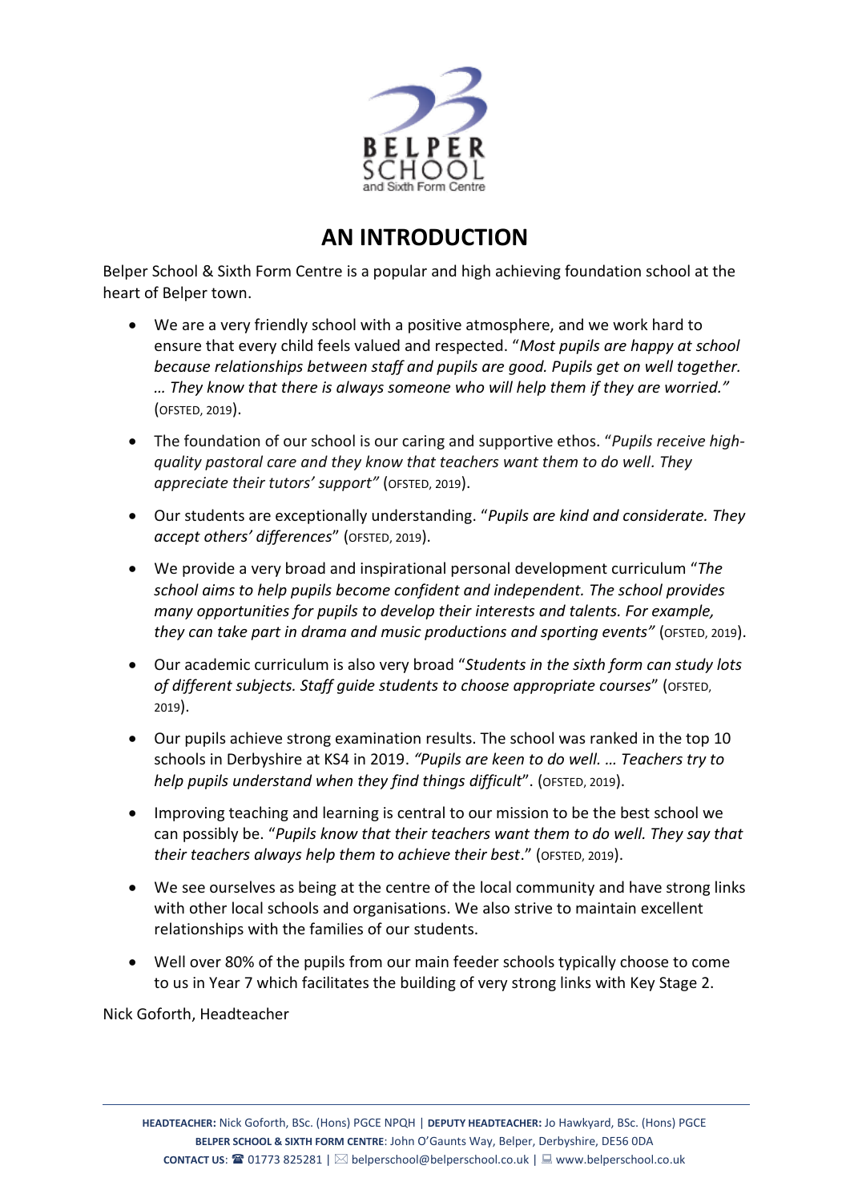# AN INTRODUCTION

Belper School & Sixth Form Centre is a popular and high achieving foundation school at the heart of Belper town.

- We are a very friendly school with a positive atmosphere, and we work hard to ensure that every child feels valued and respected. "*Most pupils are happy at school because relationships between staff and pupils are good. Pupils get on well together. … They know that there is always someone who will help them if they are worried."* (OFSTED, 2019).

- The foundation of our school is our caring and supportive ethos. "*Pupils receive high-quality pastoral care and they know that teachers want them to do well. They appreciate their tutors' support"* (OFSTED, 2019).

- Our students are exceptionally understanding. "*Pupils are kind and considerate. They accept others' differences*" (OFSTED, 2019).

- We provide a very broad and inspirational personal development curriculum "*The school aims to help pupils become confident and independent. The school provides many opportunities for pupils to develop their interests and talents. For example, they can take part in drama and music productions and sporting events"* (OFSTED, 2019).

- Our academic curriculum is also very broad "*Students in the sixth form can study lots of different subjects. Staff guide students to choose appropriate courses*" (OFSTED, 2019).

- Our pupils achieve strong examination results. The school was ranked in the top 10 schools in Derbyshire at KS4 in 2019. *"Pupils are keen to do well. … Teachers try to help pupils understand when they find things difficult*". (OFSTED, 2019).

- Improving teaching and learning is central to our mission to be the best school we can possibly be. "*Pupils know that their teachers want them to do well. They say that their teachers always help them to achieve their best*." (OFSTED, 2019).

- We see ourselves as being at the centre of the local community and have strong links with other local schools and organisations. We also strive to maintain excellent relationships with the families of our students.

- Well over 80% of the pupils from our main feeder schools typically choose to come to us in Year 7 which facilitates the building of very strong links with Key Stage 2.

Nick Goforth, Headteacher

**HEADTEACHER:** Nick Goforth, BSc. (Hons) PGCE NPQH | **DEPUTY HEADTEACHER:** Jo Hawkyard, BSc. (Hons) PGCE
**BELPER SCHOOL & SIXTH FORM CENTRE**: John O'Gaunts Way, Belper, Derbyshire, DE56 0DA
**CONTACT US**: 01773 825281 | belperschool@belperschool.co.uk | www.belperschool.co.uk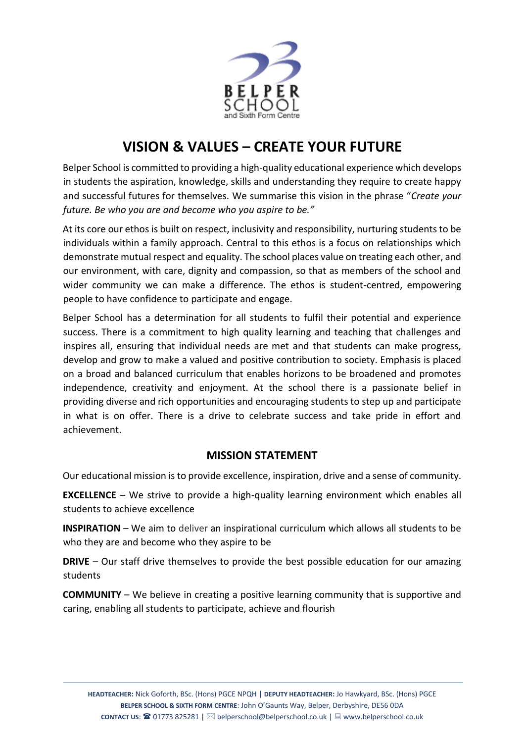# VISION & VALUES – CREATE YOUR FUTURE

Belper School is committed to providing a high-quality educational experience which develops in students the aspiration, knowledge, skills and understanding they require to create happy and successful futures for themselves. We summarise this vision in the phrase "*Create your future. Be who you are and become who you aspire to be."*

At its core our ethos is built on respect, inclusivity and responsibility, nurturing students to be individuals within a family approach. Central to this ethos is a focus on relationships which demonstrate mutual respect and equality. The school places value on treating each other, and our environment, with care, dignity and compassion, so that as members of the school and wider community we can make a difference. The ethos is student-centred, empowering people to have confidence to participate and engage.

Belper School has a determination for all students to fulfil their potential and experience success. There is a commitment to high quality learning and teaching that challenges and inspires all, ensuring that individual needs are met and that students can make progress, develop and grow to make a valued and positive contribution to society. Emphasis is placed on a broad and balanced curriculum that enables horizons to be broadened and promotes independence, creativity and enjoyment. At the school there is a passionate belief in providing diverse and rich opportunities and encouraging students to step up and participate in what is on offer. There is a drive to celebrate success and take pride in effort and achievement.

## MISSION STATEMENT

Our educational mission is to provide excellence, inspiration, drive and a sense of community.

**EXCELLENCE** – We strive to provide a high-quality learning environment which enables all students to achieve excellence

**INSPIRATION** – We aim to deliver an inspirational curriculum which allows all students to be who they are and become who they aspire to be

**DRIVE** – Our staff drive themselves to provide the best possible education for our amazing students

**COMMUNITY** – We believe in creating a positive learning community that is supportive and caring, enabling all students to participate, achieve and flourish